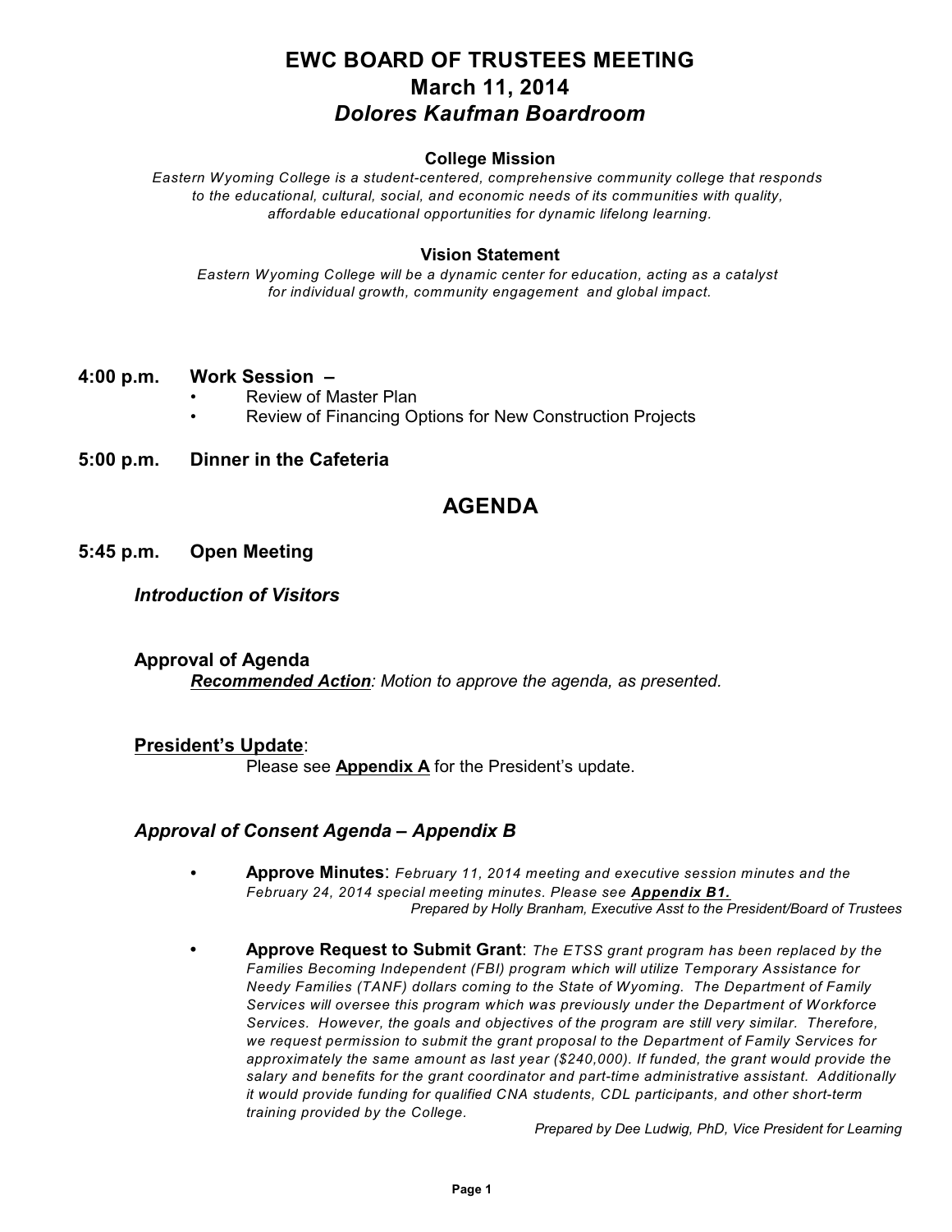# EWC BOARD OF TRUSTEES MEETING
## March 11, 2014
## *Dolores Kaufman Boardroom*

### College Mission

*Eastern Wyoming College is a student-centered, comprehensive community college that responds to the educational, cultural, social, and economic needs of its communities with quality, affordable educational opportunities for dynamic lifelong learning.*

### Vision Statement

*Eastern Wyoming College will be a dynamic center for education, acting as a catalyst for individual growth, community engagement and global impact.*

**4:00 p.m. Work Session –**

- Review of Master Plan
- Review of Financing Options for New Construction Projects

**5:00 p.m. Dinner in the Cafeteria**

## AGENDA

**5:45 p.m. Open Meeting**

***Introduction of Visitors***

**Approval of Agenda**

***Recommended Action****: Motion to approve the agenda, as presented.*

**President's Update**:

Please see **Appendix A** for the President's update.

***Approval of Consent Agenda – Appendix B***

- **Approve Minutes**: *February 11, 2014 meeting and executive session minutes and the February 24, 2014 special meeting minutes. Please see* ***Appendix B1.***

  *Prepared by Holly Branham, Executive Asst to the President/Board of Trustees*

- **Approve Request to Submit Grant**: *The ETSS grant program has been replaced by the Families Becoming Independent (FBI) program which will utilize Temporary Assistance for Needy Families (TANF) dollars coming to the State of Wyoming. The Department of Family Services will oversee this program which was previously under the Department of Workforce Services. However, the goals and objectives of the program are still very similar. Therefore, we request permission to submit the grant proposal to the Department of Family Services for approximately the same amount as last year ($240,000). If funded, the grant would provide the salary and benefits for the grant coordinator and part-time administrative assistant. Additionally it would provide funding for qualified CNA students, CDL participants, and other short-term training provided by the College.*

  *Prepared by Dee Ludwig, PhD, Vice President for Learning*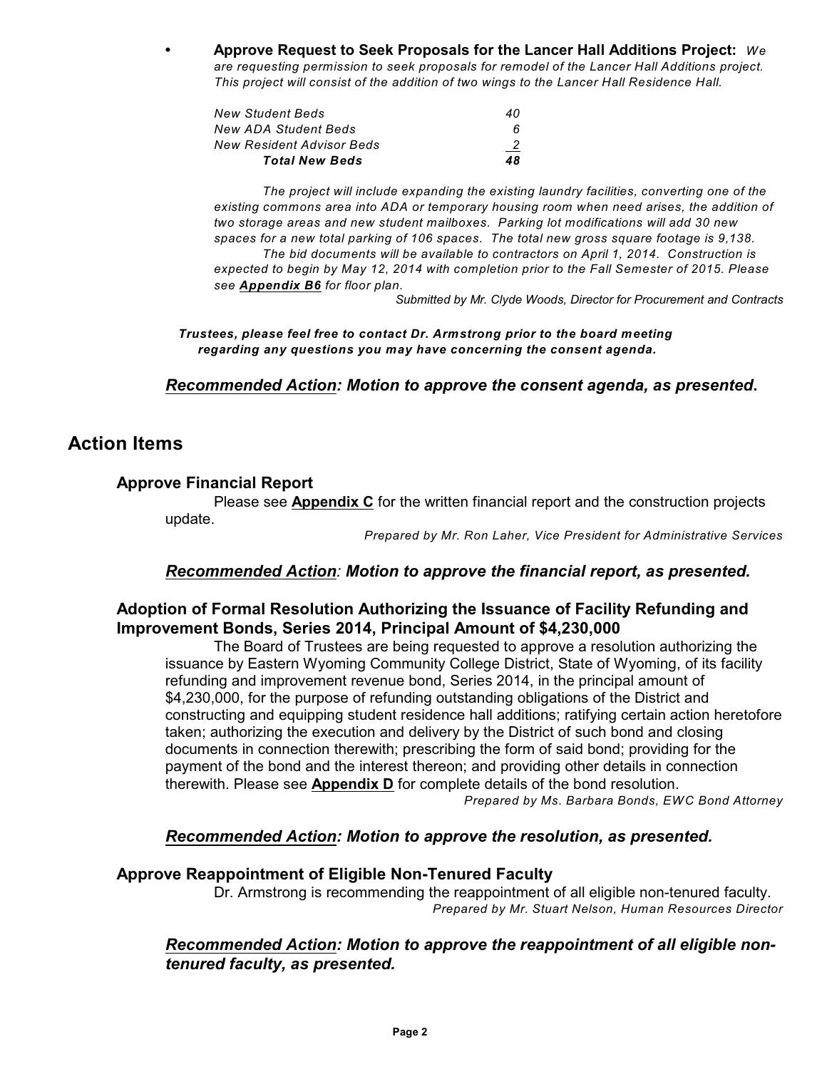- **Approve Request to Seek Proposals for the Lancer Hall Additions Project:** *We are requesting permission to seek proposals for remodel of the Lancer Hall Additions project. This project will consist of the addition of two wings to the Lancer Hall Residence Hall.*

| | |
|---|---|
| *New Student Beds* | *40* |
| *New ADA Student Beds* | *6* |
| *New Resident Advisor Beds* | *2* |
| ***Total New Beds*** | ***48*** |

*The project will include expanding the existing laundry facilities, converting one of the existing commons area into ADA or temporary housing room when need arises, the addition of two storage areas and new student mailboxes. Parking lot modifications will add 30 new spaces for a new total parking of 106 spaces. The total new gross square footage is 9,138.*

*The bid documents will be available to contractors on April 1, 2014. Construction is expected to begin by May 12, 2014 with completion prior to the Fall Semester of 2015. Please see* ***Appendix B6*** *for floor plan.*

*Submitted by Mr. Clyde Woods, Director for Procurement and Contracts*

***Trustees, please feel free to contact Dr. Armstrong prior to the board meeting regarding any questions you may have concerning the consent agenda.***

***Recommended Action: Motion to approve the consent agenda, as presented.***

## Action Items

### Approve Financial Report

Please see **Appendix C** for the written financial report and the construction projects update.

*Prepared by Mr. Ron Laher, Vice President for Administrative Services*

***Recommended Action: Motion to approve the financial report, as presented.***

### Adoption of Formal Resolution Authorizing the Issuance of Facility Refunding and Improvement Bonds, Series 2014, Principal Amount of $4,230,000

The Board of Trustees are being requested to approve a resolution authorizing the issuance by Eastern Wyoming Community College District, State of Wyoming, of its facility refunding and improvement revenue bond, Series 2014, in the principal amount of $4,230,000, for the purpose of refunding outstanding obligations of the District and constructing and equipping student residence hall additions; ratifying certain action heretofore taken; authorizing the execution and delivery by the District of such bond and closing documents in connection therewith; prescribing the form of said bond; providing for the payment of the bond and the interest thereon; and providing other details in connection therewith. Please see **Appendix D** for complete details of the bond resolution.

*Prepared by Ms. Barbara Bonds, EWC Bond Attorney*

***Recommended Action: Motion to approve the resolution, as presented.***

### Approve Reappointment of Eligible Non-Tenured Faculty

Dr. Armstrong is recommending the reappointment of all eligible non-tenured faculty.

*Prepared by Mr. Stuart Nelson, Human Resources Director*

***Recommended Action: Motion to approve the reappointment of all eligible non-tenured faculty, as presented.***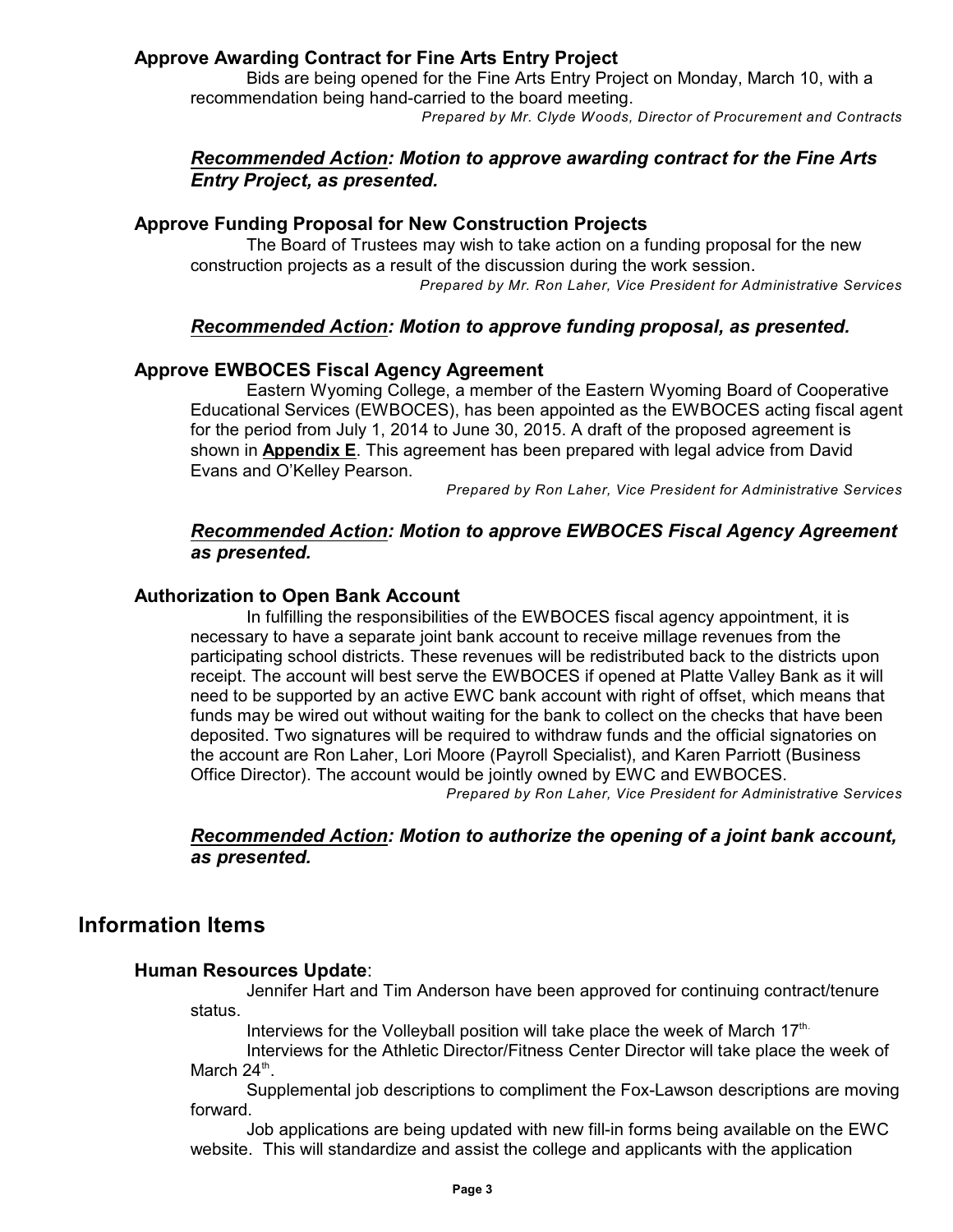### Approve Awarding Contract for Fine Arts Entry Project

Bids are being opened for the Fine Arts Entry Project on Monday, March 10, with a recommendation being hand-carried to the board meeting.

*Prepared by Mr. Clyde Woods, Director of Procurement and Contracts*

***Recommended Action: Motion to approve awarding contract for the Fine Arts Entry Project, as presented.***

### Approve Funding Proposal for New Construction Projects

The Board of Trustees may wish to take action on a funding proposal for the new construction projects as a result of the discussion during the work session.

*Prepared by Mr. Ron Laher, Vice President for Administrative Services*

***Recommended Action: Motion to approve funding proposal, as presented.***

### Approve EWBOCES Fiscal Agency Agreement

Eastern Wyoming College, a member of the Eastern Wyoming Board of Cooperative Educational Services (EWBOCES), has been appointed as the EWBOCES acting fiscal agent for the period from July 1, 2014 to June 30, 2015. A draft of the proposed agreement is shown in **Appendix E**. This agreement has been prepared with legal advice from David Evans and O'Kelley Pearson.

*Prepared by Ron Laher, Vice President for Administrative Services*

***Recommended Action: Motion to approve EWBOCES Fiscal Agency Agreement as presented.***

### Authorization to Open Bank Account

In fulfilling the responsibilities of the EWBOCES fiscal agency appointment, it is necessary to have a separate joint bank account to receive millage revenues from the participating school districts. These revenues will be redistributed back to the districts upon receipt. The account will best serve the EWBOCES if opened at Platte Valley Bank as it will need to be supported by an active EWC bank account with right of offset, which means that funds may be wired out without waiting for the bank to collect on the checks that have been deposited. Two signatures will be required to withdraw funds and the official signatories on the account are Ron Laher, Lori Moore (Payroll Specialist), and Karen Parriott (Business Office Director). The account would be jointly owned by EWC and EWBOCES.

*Prepared by Ron Laher, Vice President for Administrative Services*

***Recommended Action: Motion to authorize the opening of a joint bank account, as presented.***

## Information Items

### Human Resources Update:

Jennifer Hart and Tim Anderson have been approved for continuing contract/tenure status.

Interviews for the Volleyball position will take place the week of March 17th.

Interviews for the Athletic Director/Fitness Center Director will take place the week of March 24th.

Supplemental job descriptions to compliment the Fox-Lawson descriptions are moving forward.

Job applications are being updated with new fill-in forms being available on the EWC website. This will standardize and assist the college and applicants with the application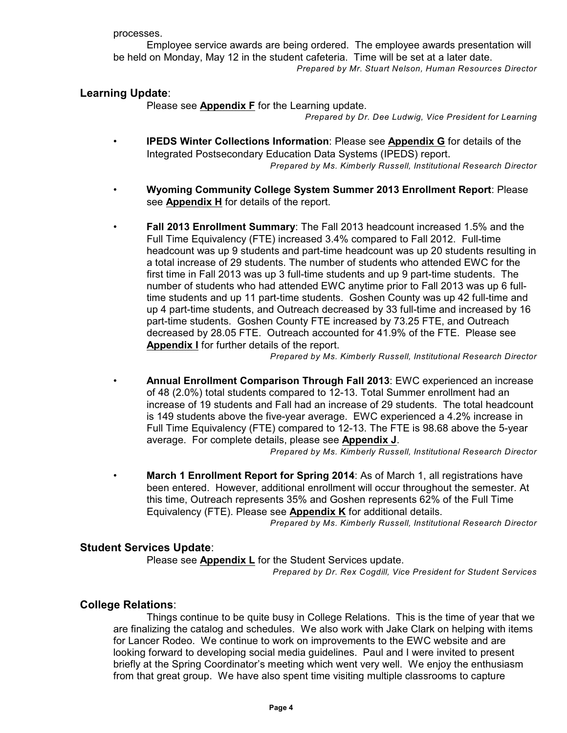processes.

Employee service awards are being ordered. The employee awards presentation will be held on Monday, May 12 in the student cafeteria. Time will be set at a later date.

*Prepared by Mr. Stuart Nelson, Human Resources Director*

## Learning Update:

Please see **Appendix F** for the Learning update.

*Prepared by Dr. Dee Ludwig, Vice President for Learning*

- **IPEDS Winter Collections Information**: Please see **Appendix G** for details of the Integrated Postsecondary Education Data Systems (IPEDS) report.

  *Prepared by Ms. Kimberly Russell, Institutional Research Director*

- **Wyoming Community College System Summer 2013 Enrollment Report**: Please see **Appendix H** for details of the report.

- **Fall 2013 Enrollment Summary**: The Fall 2013 headcount increased 1.5% and the Full Time Equivalency (FTE) increased 3.4% compared to Fall 2012. Full-time headcount was up 9 students and part-time headcount was up 20 students resulting in a total increase of 29 students. The number of students who attended EWC for the first time in Fall 2013 was up 3 full-time students and up 9 part-time students. The number of students who had attended EWC anytime prior to Fall 2013 was up 6 full-time students and up 11 part-time students. Goshen County was up 42 full-time and up 4 part-time students, and Outreach decreased by 33 full-time and increased by 16 part-time students. Goshen County FTE increased by 73.25 FTE, and Outreach decreased by 28.05 FTE. Outreach accounted for 41.9% of the FTE. Please see **Appendix I** for further details of the report.

  *Prepared by Ms. Kimberly Russell, Institutional Research Director*

- **Annual Enrollment Comparison Through Fall 2013**: EWC experienced an increase of 48 (2.0%) total students compared to 12-13. Total Summer enrollment had an increase of 19 students and Fall had an increase of 29 students. The total headcount is 149 students above the five-year average. EWC experienced a 4.2% increase in Full Time Equivalency (FTE) compared to 12-13. The FTE is 98.68 above the 5-year average. For complete details, please see **Appendix J**.

  *Prepared by Ms. Kimberly Russell, Institutional Research Director*

- **March 1 Enrollment Report for Spring 2014**: As of March 1, all registrations have been entered. However, additional enrollment will occur throughout the semester. At this time, Outreach represents 35% and Goshen represents 62% of the Full Time Equivalency (FTE). Please see **Appendix K** for additional details.

  *Prepared by Ms. Kimberly Russell, Institutional Research Director*

## Student Services Update:

Please see **Appendix L** for the Student Services update.

*Prepared by Dr. Rex Cogdill, Vice President for Student Services*

## College Relations:

Things continue to be quite busy in College Relations. This is the time of year that we are finalizing the catalog and schedules. We also work with Jake Clark on helping with items for Lancer Rodeo. We continue to work on improvements to the EWC website and are looking forward to developing social media guidelines. Paul and I were invited to present briefly at the Spring Coordinator's meeting which went very well. We enjoy the enthusiasm from that great group. We have also spent time visiting multiple classrooms to capture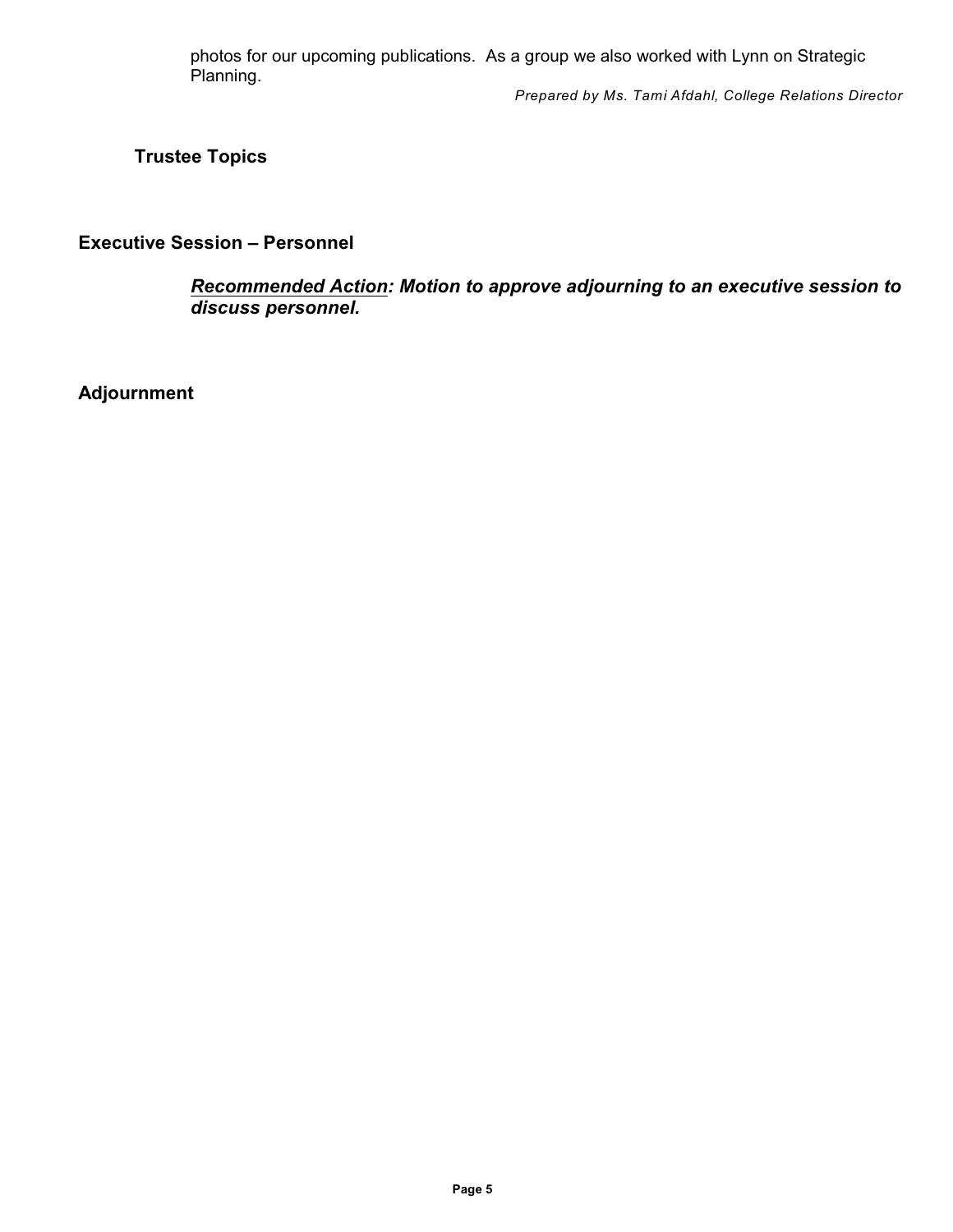photos for our upcoming publications.  As a group we also worked with Lynn on Strategic Planning.

*Prepared by Ms. Tami Afdahl, College Relations Director*

### Trustee Topics

## Executive Session – Personnel

***Recommended Action: Motion to approve adjourning to an executive session to discuss personnel.***

## Adjournment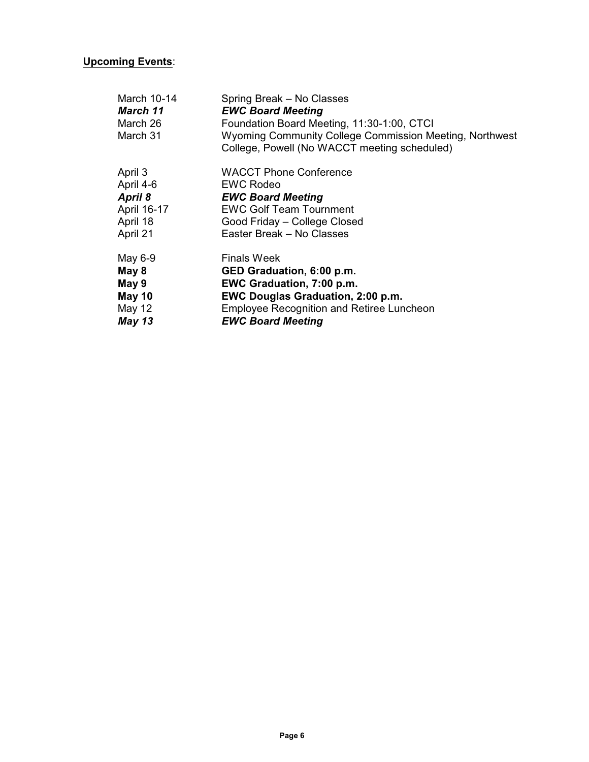**<u>Upcoming Events</u>**:

| | |
|---|---|
| March 10-14 | Spring Break – No Classes |
| ***March 11*** | ***EWC Board Meeting*** |
| March 26 | Foundation Board Meeting, 11:30-1:00, CTCI |
| March 31 | Wyoming Community College Commission Meeting, Northwest College, Powell (No WACCT meeting scheduled) |
| | |
| April 3 | WACCT Phone Conference |
| April 4-6 | EWC Rodeo |
| ***April 8*** | ***EWC Board Meeting*** |
| April 16-17 | EWC Golf Team Tournment |
| April 18 | Good Friday – College Closed |
| April 21 | Easter Break – No Classes |
| | |
| May 6-9 | Finals Week |
| **May 8** | **GED Graduation, 6:00 p.m.** |
| **May 9** | **EWC Graduation, 7:00 p.m.** |
| **May 10** | **EWC Douglas Graduation, 2:00 p.m.** |
| May 12 | Employee Recognition and Retiree Luncheon |
| ***May 13*** | ***EWC Board Meeting*** |